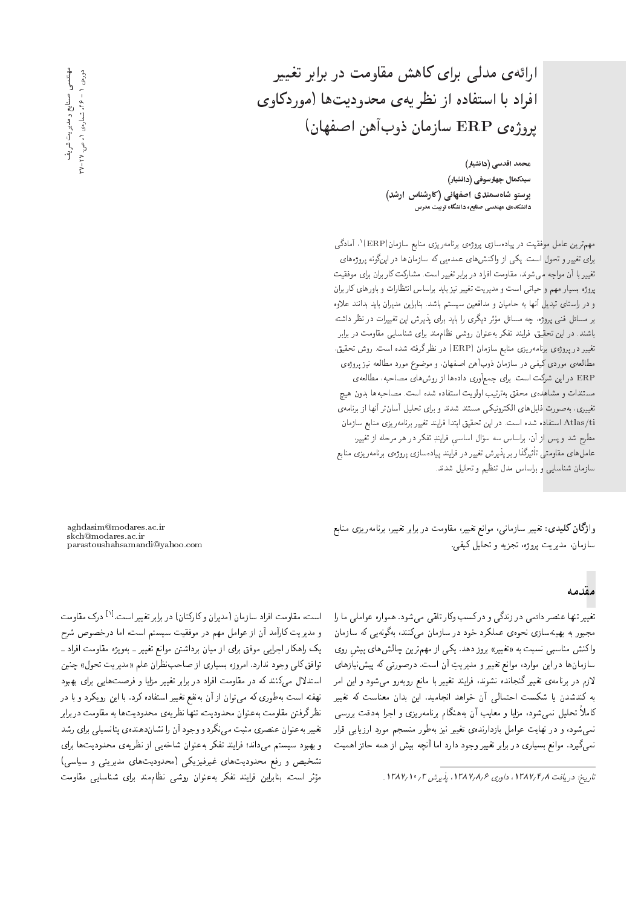# ارائه‌ی مدلی برای کاهش مقاومت در برابر تغییر افراد با استفاده از نظریه‌ی محدودیت‌ها (موردکاوی پروژه‌ی ERP سازمان ذوب‌آهن اصفهان)

**محمد اقدسی (دانشیار)**
**سیدکمال چهارسوقی (دانشیار)**
**پرستو شاه‌سمندی اصفهانی (کارشناس ارشد)**
**دانشکده‌ی مهندسی صنایع، دانشگاه تربیت مدرس**

مهم‌ترین عامل موفقیت در پیاده‌سازی پروژه‌ی برنامه‌ریزی منابع سازمان(ERP)[1]، آمادگی برای تغییر و تحول است. یکی از واکنش‌های عمده‌یی که سازمان‌ها در این‌گونه پروژه‌های تغییر با آن مواجه می‌شوند، مقاومت افراد در برابر تغییر است. مشارکت کاربران برای موفقیت پروژه بسیار مهم و حیاتی است و مدیریت تغییر نیز باید براساس انتظارات و باورهای کاربران و در راستای تبدیل آنها به حامیان و مدافعین سیستم باشد. بنابراین مدیران باید بدانند علاوه بر مسائل فنی پروژه، چه مسائل مؤثر دیگری را باید برای پذیرش این تغییرات در نظر داشته باشند. در این تحقیق، فرایند تفکر به‌عنوان روشی نظام‌مند برای شناسایی مقاومت در برابر تغییر در پروژه‌ی برنامه‌ریزی منابع سازمان (ERP) در نظرگرفته شده است. روش تحقیق، مطالعه‌ی موردی کیفی در سازمان ذوب‌آهن اصفهان، و موضوع مورد مطالعه نیز پروژه‌ی ERP در این شرکت است. برای جمع‌آوری داده‌ها از روش‌های مصاحبه، مطالعه‌ی مستندات و مشاهده‌ی محقق به‌ترتیب اولویت استفاده شده است. مصاحبه‌ها بدون هیچ تغییری، به‌صورت فایل‌های الکترونیکی مستند شدند و برای تحلیل آسان‌تر آنها از برنامه‌ی Atlas/ti استفاده شده است. در این تحقیق ابتدا فرایند تغییر برنامه‌ریزی منابع سازمان مطرح شد و پس از آن، براساس سه سؤال اساسی فرایند تفکر در هر مرحله از تغییر، عامل‌های مقاومتی تأثیرگذار بر پذیرش تغییر در فرایند پیاده‌سازی پروژه‌ی برنامه‌ریزی منابع سازمان شناسایی و براساس مدل تنظیم و تحلیل شدند.

**واژگان کلیدی:** تغییر سازمانی، موانع تغییر، مقاومت در برابر تغییر، برنامه‌ریزی منابع سازمان، مدیریت پروژه، تجزیه و تحلیل کیفی.

aghdasim@modares.ac.ir
skch@modares.ac.ir
parastoushahsamandi@yahoo.com

## مقدمه

تغییر تنها عنصر دائمی در زندگی و درکسب‌وکار تلقی می‌شود. همواره عواملی ما را مجبور به بهینه‌سازی نحوه‌ی عملکرد خود در سازمان می‌کنند، به‌گونه‌یی که سازمان واکنش مناسبی نسبت به «تغییر» بروز دهد. یکی از مهم‌ترین چالش‌های پیشِ روی سازمان‌ها در این موارد، موانع تغییر و مدیریتِ آن است. درصورتی که پیش‌نیازهای لازم در برنامه‌ی تغییر گنجانده نشوند، فرایند تغییر با مانع روبه‌رو می‌شود و این امر به کندشدن یا شکست احتمالی آن خواهد انجامید. این بدان معناست که تغییر کاملاً تحلیل نمی‌شود، مزایا و معایب آن به‌هنگام برنامه‌ریزی و اجرا به‌دقت بررسی نمی‌شود، و در نهایت عوامل بازدارنده‌ی تغییر نیز به‌طور منسجم مورد ارزیابی قرار نمی‌گیرد. موانع بسیاری در برابر تغییر وجود دارد اما آنچه بیش از همه حائز اهمیت است، مقاومت افراد سازمان (مدیران و کارکنان) در برابر تغییر است.[1] درک مقاومت و مدیریت کارآمد آن از عوامل مهم در موفقیت سیستم است، اما درخصوص شرح یک راهکار اجرایی موفق برای از میان برداشتن موانع تغییر ـ به‌ویژه مقاومت افراد ـ توافق کلی وجود ندارد. امروزه بسیاری از صاحب‌نظران علم «مدیریت تحول» چنین استدلال می‌کنند که در مقاومت افراد در برابر تغییر مزایا و فرصت‌هایی برای بهبود نهفته است به‌طوری که می‌توان از آن به‌نفع تغییر استفاده کرد. با این رویکرد و با در نظرگرفتن مقاومت به‌عنوان محدودیت، تنها نظریه‌ی محدودیت‌ها به مقاومت در برابر تغییر به‌عنوان عنصری مثبت می‌نگرد و وجود آن را نشان‌دهنده‌ی پتانسیلی برای رشد و بهبود سیستم می‌داند؛ فرایند تفکر به‌عنوان شاخه‌یی از نظریه‌ی محدودیت‌ها برای تشخیص و رفع محدودیت‌های غیرفیزیکی (محدودیت‌های مدیریتی و سیاسی) مؤثر است. بنابراین فرایند تفکر به‌عنوان روشی نظام‌مند برای شناسایی مقاومت

تاریخ: دریافت ۱۳۸۷/۴/۸، داوری ۱۳۸۷/۸/۶، پذیرش ۱۳۸۷/۱۰/۳.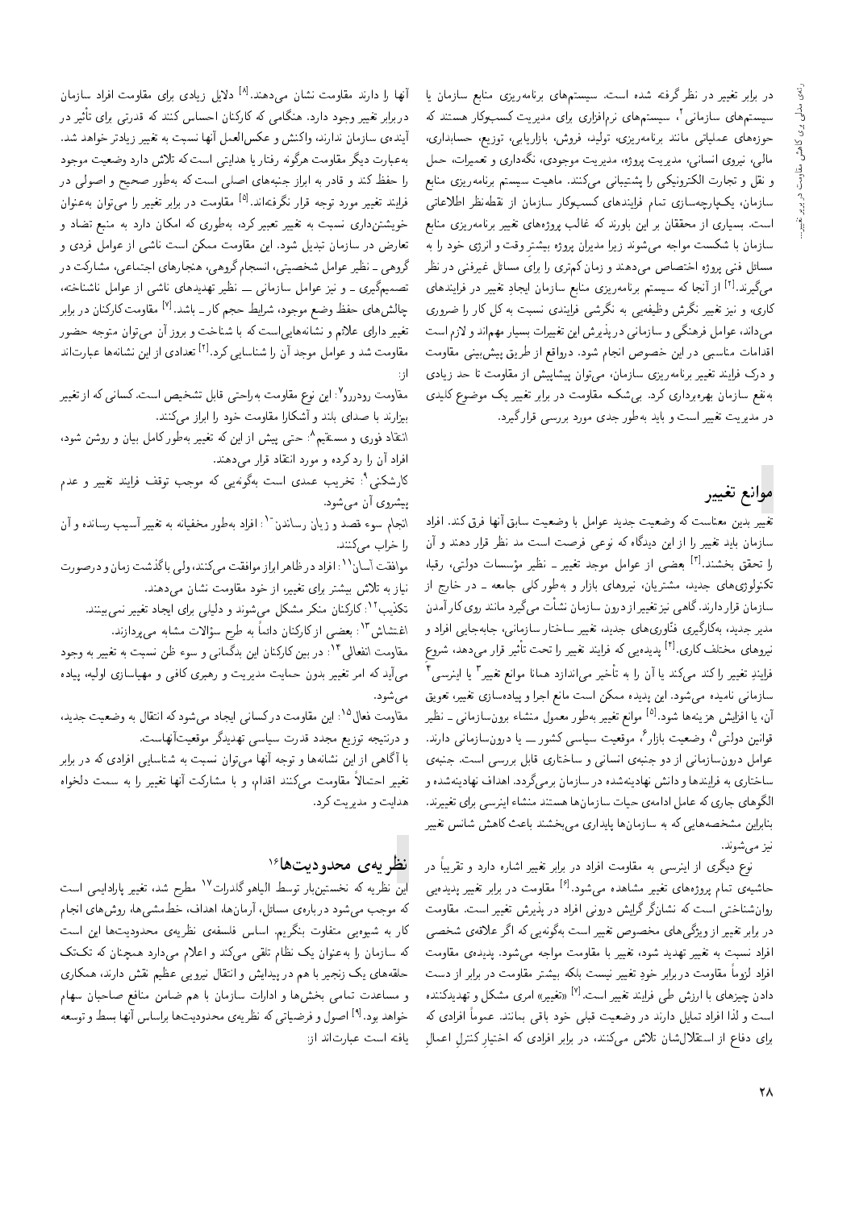در برابر تغییر در نظر گرفته شده است. سیستم‌های برنامه‌ریزی منابع سازمان یا سیستم‌های سازمانی[2]، سیستم‌های نرم‌افزاری برای مدیریت کسب‌وکار هستند که حوزه‌های عملیاتی مانند برنامه‌ریزی، تولید، فروش، بازاریابی، توزیع، حسابداری، مالی، نیروی انسانی، مدیریت پروژه، مدیریت موجودی، نگه‌داری و تعمیرات، حمل و نقل و تجارت الکترونیکی را پشتیبانی می‌کنند. ماهیت سیستم برنامه‌ریزی منابع سازمان، یکپارچه‌سازی تمام فرایندهای کسب‌وکار سازمان از نقطه‌نظر اطلاعاتی است. بسیاری از محققان بر این باورند که غالب پروژه‌های تغییر برنامه‌ریزی منابع سازمان با شکست مواجه می‌شوند زیرا مدیران پروژه بیشتر وقت و انرژی خود را به مسائل فنی پروژه اختصاص می‌دهند و زمان کم‌تری را برای مسائل غیرفنی در نظر می‌گیرند.[2] از آنجا که سیستم برنامه‌ریزی منابع سازمان ایجاد تغییر در فرایندهای کاری، و نیز تغییر نگرش وظیفه‌یی به نگرشی فرایندی نسبت به کل کار را ضروری می‌داند، عوامل فرهنگی و سازمانی در پذیرش این تغییرات بسیار مهم‌اند و لازم است اقدامات مناسبی در این خصوص انجام شود. درواقع از طریق پیش‌بینی مقاومت و درک فرایند تغییر برنامه‌ریزی سازمان، می‌توان پیشاپیش از مقاومت تا حد زیادی به‌نفع سازمان بهره‌برداری کرد. بی‌شک مقاومت در برابر تغییر یک موضوع کلیدی در مدیریت تغییر است و باید به‌طور جدی مورد بررسی قرار گیرد.

## موانع تغییر

تغییر بدین معناست که وضعیت جدید عوامل با وضعیت سابق آنها فرق کند. افراد سازمان باید تغییر را از این دیدگاه که نوعی فرصت است مد نظر قرار دهند و آن را تحقق بخشند.[3] بعضی از عوامل موجد تغییر ـ نظیر مؤسسات دولتی، رقبا، تکنولوژی‌های جدید، مشتریان، نیروهای بازار و به‌طور کلی جامعه ـ در خارج از سازمان قرار دارند. گاهی نیز تغییر از درون سازمان نشأت می‌گیرد مانند روی کار آمدن مدیر جدید، به‌کارگیری فنّاوری‌های جدید، تغییر ساختار سازمانی، جابه‌جایی افراد و نیروهای مختلف کاری.[4] پدیده‌یی که فرایند تغییر را تحت تأثیر قرار می‌دهد، شروع فرایند تغییر را کند می‌کند یا آن را به تأخیر می‌اندازد همانا موانع تغییر[3] یا اینرسی[4] سازمانی نامیده می‌شود. این پدیده ممکن است مانع اجرا و پیاده‌سازی تغییر، تعویق آن، یا افزایش هزینه‌ها شود.[5] موانع تغییر به‌طور معمول منشاء برون‌سازمانی ـ نظیر قوانین دولتی[5]، وضعیت بازار[6]، موقعیت سیاسی کشور ـ یا درون‌سازمانی دارند. عوامل درون‌سازمانی در دو جنبه‌ی انسانی و ساختاری قابل بررسی است. جنبه‌ی ساختاری به فرایندها و دانش نهادینه‌شده در سازمان برمی‌گردد. اهداف نهادینه‌شده و الگوهای جاری که عامل ادامه‌ی حیات سازمان‌ها هستند منشاء اینرسی برای تغییرند. بنابراین مشخصه‌هایی که به سازمان‌ها پایداری می‌بخشند باعث کاهش شانس تغییر نیز می‌شوند.

نوع دیگری از اینرسی به مقاومت افراد در برابر تغییر اشاره دارد و تقریباً در حاشیه‌ی تمام پروژه‌های تغییر مشاهده می‌شود.[5] مقاومت در برابر تغییر پدیده‌یی روان‌شناختی است که نشان‌گر گرایش درونی افراد در پذیرش تغییر است. مقاومت در برابر تغییر از ویژگی‌های مخصوص تغییر است به‌گونه‌یی که اگر علاقه‌ی شخصی افراد نسبت به تغییر تهدید شود، تغییر با مقاومت مواجه می‌شود. پدیده‌ی مقاومت افراد لزوماً مقاومت در برابر خودِ تغییر نیست بلکه بیشتر مقاومت در برابر از دست دادن چیزهای با ارزش طی فرایند تغییر است.[7] «تغییر» امری مشکل و تهدیدکننده است و لذا افراد تمایل دارند در وضعیت قبلی خود باقی بمانند. عموماً افرادی که برای دفاع از استقلال‌شان تلاش می‌کنند، در برابر افرادی که اختیار کنترل اعمالِ آنها را دارند مقاومت نشان می‌دهند.[8] دلایل زیادی برای مقاومت افراد سازمان در برابر تغییر وجود دارد. هنگامی که کارکنان احساس کنند که قدرتی برای تأثیر در آینده‌ی سازمان ندارند، واکنش و عکس‌العمل آنها نسبت به تغییر زیادتر خواهد شد. به‌عبارت دیگر مقاومت هرگونه رفتار یا هدایتی است که تلاش دارد وضعیت موجود را حفظ کند و قادر به ابراز جنبه‌های اصلی است که به‌طور صحیح و اصولی در فرایند تغییر مورد توجه قرار نگرفته‌اند.[5] مقاومت در برابر تغییر را می‌توان به‌عنوان خویشتن‌داری نسبت به تغییر تعبیر کرد، به‌طوری که امکان دارد به منبع تضاد و تعارض در سازمان تبدیل شود. این مقاومت ممکن است ناشی از عوامل فردی و گروهی ـ نظیر عوامل شخصیتی، انسجام گروهی، هنجارهای اجتماعی، مشارکت در تصمیم‌گیری ـ و نیز عوامل سازمانی ـ نظیر تهدیدهای ناشی از عوامل ناشناخته، چالش‌های حفظ وضع موجود، شرایط حجم کار ـ باشد.[7] مقاومت کارکنان در برابر تغییر دارای علائم و نشانه‌هایی است که با شناخت و بروز آن می‌توان متوجه حضور مقاومت شد و عوامل موجد آن را شناسایی کرد.[2] تعدادی از این نشانه‌ها عبارت‌اند از:

مقاومت رودررو[7]: این نوع مقاومت به‌راحتی قابل تشخیص است. کسانی که از تغییر بیزارند با صدای بلند و آشکارا مقاومت خود را ابراز می‌کنند.

انتقاد فوری و مستقیم[8]: حتی پیش از این که تغییر به‌طور کامل بیان و روشن شود، افراد آن را رد کرده و مورد انتقاد قرار می‌دهند.

کارشکنی[9]: تخریب عمدی است به‌گونه‌یی که موجب توقف فرایند تغییر و عدم پیشروی آن می‌شود.

انجام سوء قصد و زیان رساندن[10]: افراد به‌طور مخفیانه به تغییر آسیب رسانده و آن را خراب می‌کنند.

موافقت آسان[11]: افراد در ظاهر ابراز موافقت می‌کنند، ولی با گذشت زمان و درصورت نیاز به تلاش بیشتر برای تغییر، از خود مقاومت نشان می‌دهند.

تکذیب[12]: کارکنان منکر مشکل می‌شوند و دلیلی برای ایجاد تغییر نمی‌بینند.

اغتشاش[13]: بعضی از کارکنان دائماً به طرح سؤالات مشابه می‌پردازند.

مقاومت انفعالی[14]: در بین کارکنان این بدگمانی و سوء ظن نسبت به تغییر به وجود می‌آید که امر تغییر بدون حمایت مدیریت و رهبری کافی و مهیاسازی اولیه، پیاده می‌شود.

مقاومت فعال[15]: این مقاومت در کسانی ایجاد می‌شود که انتقال به وضعیت جدید، و درنتیجه توزیع مجدد قدرت سیاسی تهدیدگر موقعیت‌آنهاست.

با آگاهی از این نشانه‌ها و توجه آنها می‌توان نسبت به شناسایی افرادی که در برابر تغییر احتمالاً مقاومت می‌کنند اقدام، و با مشارکت آنها تغییر را به سمت دلخواه هدایت و مدیریت کرد.

## نظریه‌ی محدودیت‌ها[16]

این نظریه که نخستین‌بار توسط الیاهو گلدرات[17] مطرح شد، تغییر پارادایمی است که موجب می‌شود درباره‌ی مسائل، آرمان‌ها، اهداف، خط‌مشی‌ها، روش‌های انجام کار به شیوه‌یی متفاوت بنگریم. اساس فلسفه‌ی نظریه‌ی محدودیت‌ها این است که سازمان را به‌عنوان یک نظام تلقی می‌کند و اعلام می‌دارد همچنان که تک‌تک حلقه‌های یک زنجیر با هم در پیدایش و انتقال نیرویی عظیم نقش دارند، همکاری و مساعدت تمامی بخش‌ها و ادارات سازمان با هم ضامن منافع صاحبان سهام خواهد بود.[9] اصول و فرضیاتی که نظریه‌ی محدودیت‌ها براساس آنها بسط و توسعه یافته است عبارت‌اند از: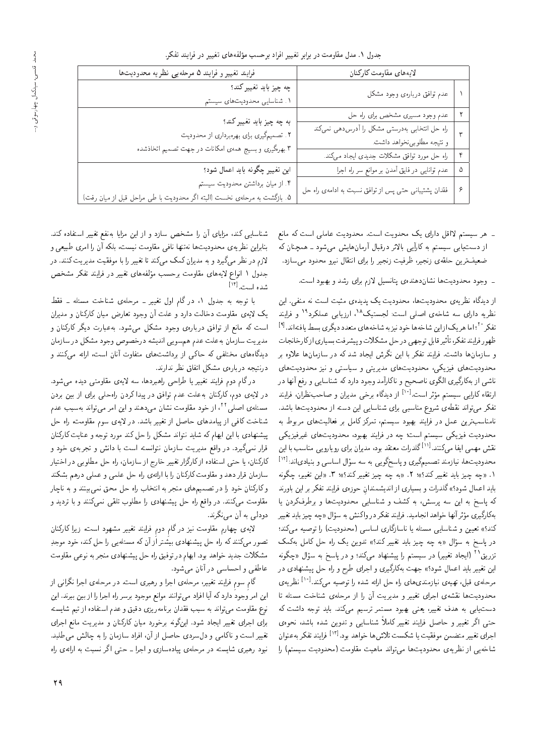جدول ۱. مدل مقاومت در برابر تغییر افراد برحسب مؤلفه‌های تغییر در فرایند تفکر.

| | لایه‌های مقاومت کارکنان | فرایند تغییر و فرایند ۵ مرحله‌یی نظریه محدودیت‌ها |
|---|---|---|
| ۱ | عدم توافق درباره‌ی وجود مشکل | چه چیز باید تغییر کند؟ ۱. شناسایی محدودیت‌های سیستم |
| ۲ | عدم وجود مسیری مشخص برای راه حل | به چه چیز باید تغییر کند؟ ۲. تصمیم‌گیری برای بهره‌برداری از محدودیت ۳. بهره‌گیری و بسیج همه‌ی امکانات در جهت تصمیم اتخاذشده |
| ۳ | راه حل انتخابی به‌درستی مشکل را آدرس‌دهی نمی‌کند و نتیجه مطلوبی نخواهد داشت. | |
| ۴ | راه حل مورد توافق مشکلات جدیدی ایجاد می‌کند. | |
| ۵ | عدم توانایی در فایق آمدن بر موانع سر راه اجرا | این تغییر چگونه باید اعمال شود؟ ۴. از میان برداشتن محدودیت سیستم ۵. بازگشت به مرحله‌ی نخست (البته اگر محدودیت با طی مراحل قبل از میان رفت) |
| ۶ | فقدان پشتیبانی حتی پس از توافق نسبت به ادامه‌ی راه حل | |

ـ هر سیستم لااقل دارای یک محدویت است. محدودیت عاملی است که مانع از دستیابی سیستم به کارآیی بالاتر درقبال آرمان‌هایش می‌شود ـ همچنان که ضعیف‌ترین حلقه‌ی زنجیر، ظرفیت زنجیر را برای انتقال نیرو محدود می‌سازد.

ـ وجود محدودیت‌ها نشان‌دهنده‌ی پتانسیل لازم برای رشد و بهبود است.

از دیدگاه نظریه‌ی محدودیت‌ها، محدودیت یک پدیده‌ی مثبت است نه منفی. این نظریه دارای سه شاخه‌ی اصلی است: لجستیک[۱۸]، ارزیابی عملکرد[۱۹] و فرایند تفکر[۲۰]؛ اما هر یک از این شاخه‌ها خود نیز به شاخه‌های متعدد دیگری بسط یافته‌اند.[۹] ظهور فرایند تفکر، تأثیر قابل توجهی در حل مشکلات و پیشرفت بسیاری از کارخانجات و سازمان‌ها داشت. فرایند تفکر با این نگرش ایجاد شد که در سازمان‌ها علاوه بر محدودیت‌های فیزیکی، محدودیت‌های مدیریتی و سیاستی و نیز محدودیت‌های ناشی از به‌کارگیری الگوی ناصحیح و ناکارآمد وجود دارد که شناسایی و رفع آنها در ارتقاء کارایی سیستم مؤثر است.[۱۰] از دیدگاه برخی مدیران و صاحب‌نظران، فرایند تفکر می‌تواند نقطه‌ی شروع مناسبی برای شناسایی این دسته از محدودیت‌ها باشد. نامناسب‌ترین عمل در فرایند بهبود سیستم، تمرکز کامل بر فعالیت‌های مربوط به محدودیت فیزیکی سیستم است؛ چه در فرایند بهبود، محدودیت‌های غیرفیزیکی نقش مهمی ایفا می‌کنند.[۱۱] گلدرات معتقد بود، مدیران برای رویارویی مناسب با این محدودیت‌ها، نیازمند تصمیم‌گیری و پاسخ‌گویی به سه سؤال اساسی و بنیادی‌اند:[۱۲] ۱. «چه چیز باید تغییر کند؟»؛ ۲. «به چه چیز تغییر کند؟»؛ ۳. «این تغییر، چگونه باید اعمال شود؟» گلدرات و بسیاری از اندیشمندانِ حوزه‌ی فرایند تفکر بر این باورند که پاسخ به این سه پرسش، به کشف و شناسایی محدودیت‌ها و برطرف‌کردن یا به‌کارگیری مؤثر آنها خواهد انجامید. فرایند تفکر در واکنش به سؤال «چه چیز باید تغییر کند؟» تعیین و شناسایی مسئله یا ناسازگاری اساسی (محدودیت) را توصیه می‌کند؛ در پاسخ به سؤال «به چه چیز باید تغییر کند؟» تدوین یک راه حل کامل به‌کمک تزریق[۲۱] (ایجاد تغییر) در سیستم را پیشنهاد می‌کند؛ و در پاسخ به سؤال «چگونه این تغییر باید اعمال شود؟» جهت به‌کارگیری و اجرای طرح و راه حل پیشنهادی در مرحله‌ی قبل، تهیه‌ی نیازمندی‌های راه حل ارائه شده را توصیه می‌کند.[۱۰] نظریه‌ی محدودیت‌ها نقش‌های اجرای تغییر و مدیریت آن را از مرحله‌ی شناخت مسئله تا دستیابی به هدف تغییر، یعنی بهبود مستمر ترسیم می‌کند. باید توجه داشت که حتی اگر تغییر و حاصل فرایند تغییر کاملاً شناسایی و تدوین شده باشد، نحوه‌ی اجرای تغییر متضمن موفقیت یا شکست تلاش‌ها خواهد بود.[۱۳] فرایند تفکر به‌عنوان شاخه‌یی از نظریه‌ی محدودیت‌ها می‌تواند ماهیت مقاومت (محدودیت سیستم) را شناسایی کند، مزایای آن را مشخص سازد و از این مزایا به‌نفع تغییر استفاده کند. بنابراین نظریه‌ی محدودیت‌ها نه‌تنها نافی مقاومت نیست، بلکه آن را امری طبیعی و لازم در نظر می‌گیرد و به مدیران کمک می‌کند تا تغییر را با موفقیت مدیریت کنند. در جدول ۱ انواع لایه‌های مقاومت برحسب مؤلفه‌های تغییر در فرایند تفکر مشخص شده است.[۱۴]

با توجه به جدول ۱، در گام اول تغییر ـ مرحله‌ی شناخت مسئله ـ فقط یک لایه‌ی مقاومت دخالت دارد و علت آن وجود تعارض میان کارکنان و مدیران است که مانع از توافق درباره‌ی وجود مشکل می‌شود. به‌عبارت دیگر کارکنان و مدیریت سازمان به‌علت عدم هم‌سویی اندیشه درخصوص وجود مشکل در سازمان دیدگاه‌های مختلفی که حاکی از برداشت‌های متفاوت آنان است، ارائه می‌کنند و درنتیجه درباره‌ی مشکل اتفاق نظر ندارند.

در گام دوم فرایند تغییر یا طراحی راهبردها، سه لایه‌ی مقاومتی دیده می‌شود. در لایه‌ی دوم، کارکنان به‌علت عدم توافق در پیدا کردن راه‌حلی برای از بین بردن مسئله‌ی اصلی[۲۲]، از خود مقاومت نشان می‌دهند و این امر می‌تواند به‌سبب عدم شناخت کافی از پیامدهای حاصل از تغییر باشد. در لایه‌ی سوم مقاومت، راه حل پیشنهادی با این ابهام که شاید نتواند مشکل را حل کند مورد توجه و عنایت کارکنان قرار نمی‌گیرد. در واقع مدیریت سازمان نتوانسته است با دانش و تجربه‌ی خود و کارکنان، یا حتی استفاده از کارگزار تغییر خارج از سازمان، راه حل مطلوبی در اختیار سازمان قرار دهد و مقاومت کارکنان را با ارائه‌ی راه حل علمی و عملی درهم بشکند و کارکنان خود را در تصمیم‌های منجر به انتخاب راه حل محق نمی‌بینند و به ناچار مقاومت می‌کنند. در واقع راه حل پیشنهادی را مطلوب تلقی نمی‌کنند و با تردید و دودلی به آن می‌نگرند.

لایه‌ی چهارم مقاومت نیز در گام دوم فرایند تغییر مشهود است، زیرا کارکنان تصور می‌کنند که راه حل پیشنهادی بیشتر از آن که مسئله‌یی را حل کند، خود موجدِ مشکلات جدید خواهد بود. ابهام در توفیق راه حل پیشنهادی منجر به نوعی مقاومت عاطفی و احساسی در آنان می‌شود.

گام سوم فرایند تغییر، مرحله‌ی اجرا و رهبری است. در مرحله‌ی اجرا نگرانی از این امر وجود دارد که آیا افراد می‌توانند موانع موجود برسر راه اجرا را از بین ببرند. این نوع مقاومت می‌تواند به سبب فقدان برنامه‌ریزی دقیق و عدم استفاده از تیم شایسته برای اجرای تغییر ایجاد شود. این‌گونه برخورد میان کارکنان و مدیریت مانع اجرای تغییر است و ناکامی و دل‌سردی حاصل از آن، افراد سازمان را به چالش می‌طلبد. نبود رهبری شایسته در مرحله‌ی پیاده‌سازی و اجرا ـ حتی اگر نسبت به ارائه‌ی راه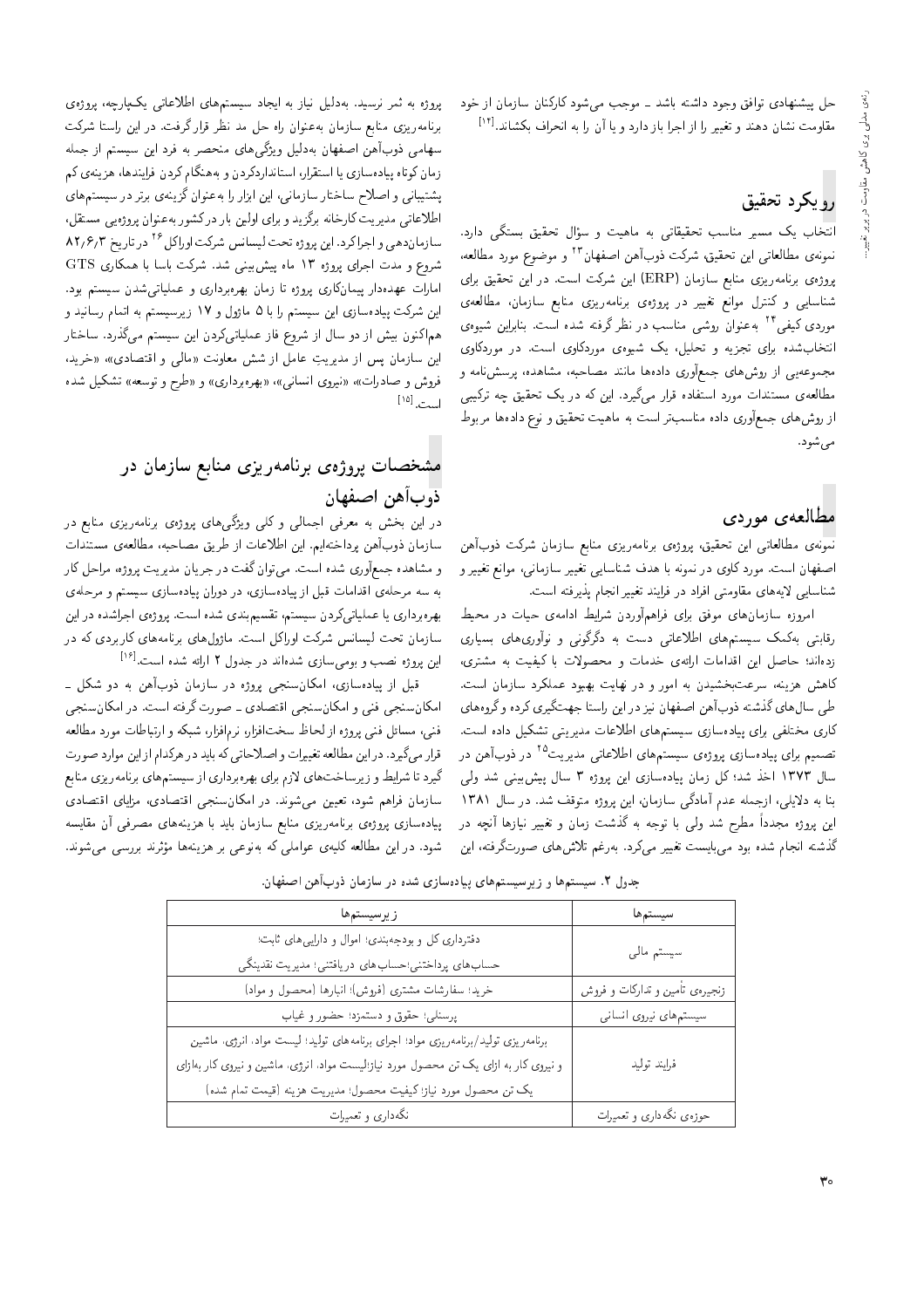حل پیشنهادی توافق وجود داشته باشد ـ موجب می‌شود کارکنان سازمان از خود مقاومت نشان دهند و تغییر را از اجرا باز دارد و یا آن را به انحراف بکشاند.[۱۴]

## رویکرد تحقیق

انتخاب یک مسیر مناسب تحقیقاتی به ماهیت و سؤال تحقیق بستگی دارد. نمونه‌ی مطالعاتی این تحقیق، شرکت ذوب‌آهن اصفهان[۲۳] و موضوع مورد مطالعه، پروژه‌ی برنامه‌ریزی منابع سازمان (ERP) این شرکت است. در این تحقیق برای شناسایی و کنترل موانع تغییر در پروژه‌ی برنامه‌ریزی منابع سازمان، مطالعه‌ی موردی کیفی[۲۴] به‌عنوان روشی مناسب در نظر گرفته شده است. بنابراین شیوه‌ی انتخاب‌شده برای تجزیه و تحلیل، یک شیوه‌ی موردکاوی است. در موردکاوی مجموعه‌یی از روش‌های جمع‌آوری داده‌ها مانند مصاحبه، مشاهده، پرسش‌نامه و مطالعه‌ی مستندات مورد استفاده قرار می‌گیرد. این که در یک تحقیق چه ترکیبی از روش‌های جمع‌آوری داده مناسب‌تر است به ماهیت تحقیق و نوع داده‌ها مربوط می‌شود.

## مطالعه‌ی موردی

نمونه‌ی مطالعاتی این تحقیق، پروژه‌ی برنامه‌ریزی منابع سازمان شرکت ذوب‌آهن اصفهان است. مورد کاوی در نمونه با هدف شناسایی تغییر سازمانی، موانع تغییر و شناسایی لایه‌های مقاومتی افراد در فرایند تغییر انجام پذیرفته است.

امروزه سازمان‌های موفق برای فراهم‌آوردن شرایط ادامه‌ی حیات در محیط رقابتی به‌کمک سیستم‌های اطلاعاتی دست به دگرگونی و نوآوری‌های بسیاری زده‌اند؛ حاصل این اقدامات ارائه‌ی خدمات و محصولات با کیفیت به مشتری، کاهش هزینه، سرعت‌بخشیدن به امور و در نهایت بهبود عملکرد سازمان است. طی سال‌های گذشته ذوب‌آهن اصفهان نیز در این راستا جهت‌گیری کرده و گروه‌های کاری مختلفی برای پیاده‌سازی سیستم‌های اطلاعات مدیریتی تشکیل داده است. تصمیم برای پیاده‌سازی پروژه‌ی سیستم‌های اطلاعاتی مدیریت[۲۵] در ذوب‌آهن در سال ۱۳۷۳ اخذ شد؛ کل زمان پیاده‌سازی این پروژه ۳ سال پیش‌بینی شد ولی بنا به دلایلی، ازجمله عدم آمادگی سازمان، این پروژه متوقف شد. در سال ۱۳۸۱ این پروژه مجدداً مطرح شد ولی با توجه به گذشت زمان و تغییر نیازها آنچه در گذشته انجام شده بود می‌بایست تغییر می‌کرد. به‌رغم تلاش‌های صورت‌گرفته، این پروژه به ثمر نرسید. به‌دلیل نیاز به ایجاد سیستم‌های اطلاعاتی یکپارچه، پروژه‌ی برنامه‌ریزی منابع سازمان به‌عنوان راه حل مد نظر قرار گرفت. در این راستا شرکت سهامی ذوب‌آهن اصفهان به‌دلیل ویژگی‌های منحصر به فرد این سیستم از جمله زمان کوتاه پیاده‌سازی یا استقرار، استانداردکردن و به‌هنگام کردن فرایندها، هزینه‌ی کم پشتیبانی و اصلاح ساختار سازمانی، این ابزار را به‌عنوان گزینه‌ی برتر در سیستم‌های اطلاعاتی مدیریت کارخانه برگزید و برای اولین بار در کشور به‌عنوان پروژه‌یی مستقل، سازمان‌دهی و اجرا کرد. این پروژه تحت لیسانس شرکت اوراکل[۲۶] در تاریخ ۸۲/۶/۳ شروع و مدت اجرای پروژه ۱۳ ماه پیش‌بینی شد. شرکت باسا با همکاری GTS امارات عهده‌دار پیمان‌کاری پروژه تا زمان بهره‌برداری و عملیاتی‌شدن سیستم بود. این شرکت پیاده‌سازی این سیستم را با ۵ ماژول و ۱۷ زیرسیستم به اتمام رسانید و هم‌اکنون بیش از دو سال از شروع فاز عملیاتی‌کردن این سیستم می‌گذرد. ساختار این سازمان پس از مدیریت عامل از شش معاونت «مالی و اقتصادی»، «خرید، فروش و صادرات»، «نیروی انسانی»، «بهره‌برداری» و «طرح و توسعه» تشکیل شده است.[۱۵]

## مشخصات پروژه‌ی برنامه‌ریزی منابع سازمان در ذوب‌آهن اصفهان

در این بخش به معرفی اجمالی و کلی ویژگی‌های پروژه‌ی برنامه‌ریزی منابع در سازمان ذوب‌آهن پرداخته‌ایم. این اطلاعات از طریق مصاحبه، مطالعه‌ی مستندات و مشاهده جمع‌آوری شده است. می‌توان گفت در جریان مدیریت پروژه، مراحل کار به سه مرحله‌ی اقدامات قبل از پیاده‌سازی، در دوران پیاده‌سازی سیستم و مرحله‌ی بهره‌برداری یا عملیاتی‌کردن سیستم، تقسیم‌بندی شده است. پروژه‌ی اجراشده در این سازمان تحت لیسانس شرکت اوراکل است. ماژول‌های برنامه‌های کاربردی که در این پروژه نصب و بومی‌سازی شده‌اند در جدول ۲ ارائه شده است.[۱۶]

قبل از پیاده‌سازی، امکان‌سنجی پروژه در سازمان ذوب‌آهن به دو شکل ـ امکان‌سنجی فنی و امکان‌سنجی اقتصادی ـ صورت گرفته است. در امکان‌سنجی فنی، مسائل فنی پروژه از لحاظ سخت‌افزار، نرم‌افزار، شبکه و ارتباطات مورد مطالعه قرار می‌گیرد. در این مطالعه تغییرات و اصلاحاتی که باید در هرکدام از این موارد صورت گیرد تا شرایط و زیرساخت‌های لازم برای بهره‌برداری از سیستم‌های برنامه‌ریزی منابع سازمان فراهم شود، تعیین می‌شوند. در امکان‌سنجی اقتصادی، مزایای اقتصادی پیاده‌سازی پروژه‌ی برنامه‌ریزی منابع سازمان باید با هزینه‌های مصرفی آن مقایسه شود. در این مطالعه کلیه‌ی عواملی که به‌نوعی بر هزینه‌ها مؤثرند بررسی می‌شوند.

جدول ۲. سیستم‌ها و زیرسیستم‌های پیاده‌سازی شده در سازمان ذوب‌آهن اصفهان.

| سیستم‌ها | زیرسیستم‌ها |
| --- | --- |
| سیستم مالی | دفترداری کل و بودجه‌بندی؛ اموال و دارایی‌های ثابت؛ حساب‌های پرداختنی/حساب‌های دریافتنی؛ مدیریت نقدینگی |
| زنجیره‌ی تأمین و تدارکات و فروش | خرید؛ سفارشات مشتری (فروش)؛ انبارها (محصول و مواد) |
| سیستم‌های نیروی انسانی | پرسنلی؛ حقوق و دستمزد؛ حضور و غیاب |
| فرایند تولید | برنامه‌ریزی تولید/برنامه‌ریزی مواد؛ اجرای برنامه‌های تولید؛ لیست مواد، انرژی، ماشین و نیروی کار به ازای یک تن محصول مورد نیاز؛لیست مواد، انرژی، ماشین و نیروی کار به‌ازای یک تن محصول مورد نیاز؛ کیفیت محصول؛ مدیریت هزینه (قیمت تمام شده) |
| حوزه‌ی نگه‌داری و تعمیرات | نگه‌داری و تعمیرات |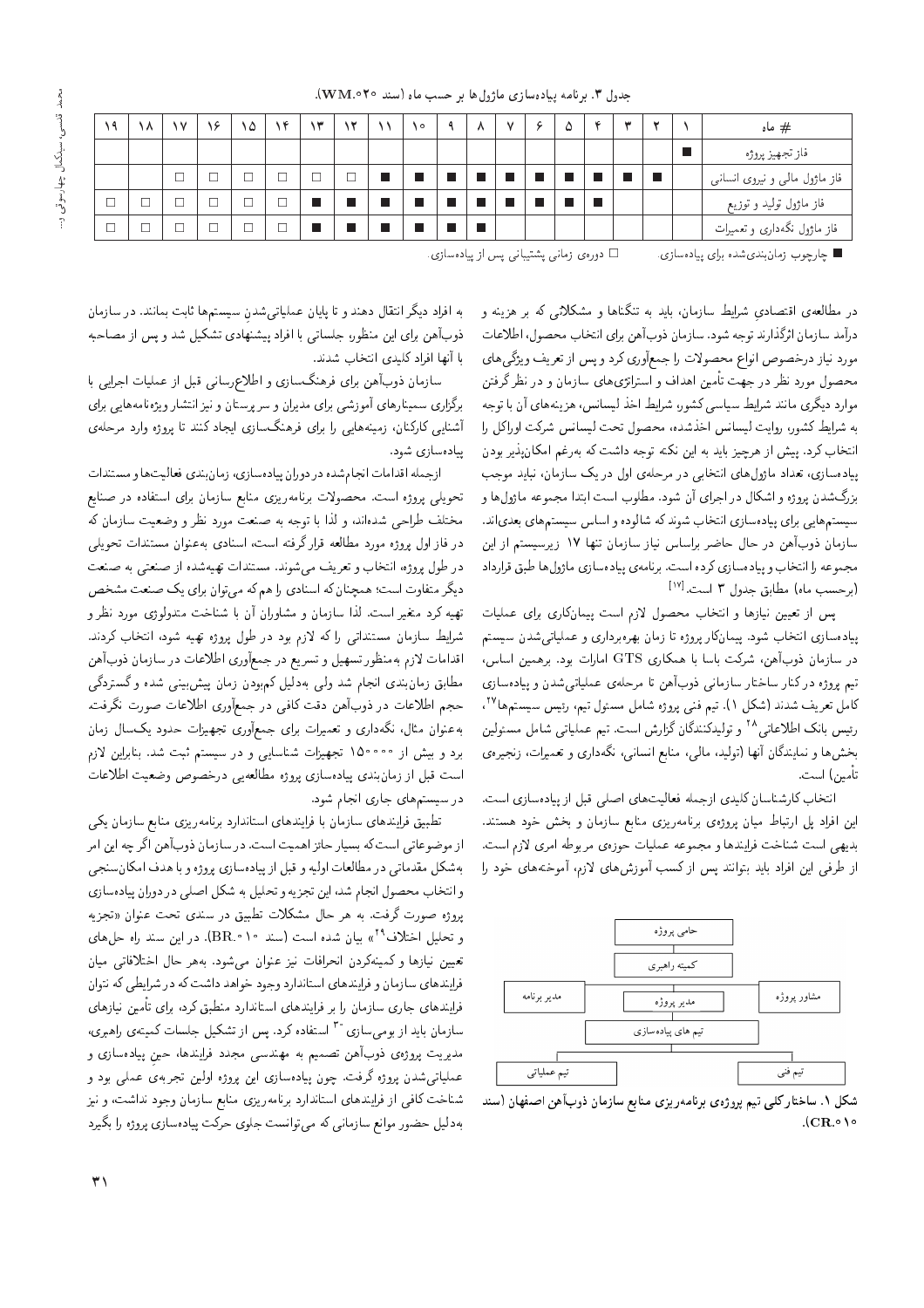جدول ۳. برنامه پیاده‌سازی ماژول‌ها بر حسب ماه (سند WM.۰۲۰).

| # ماه | ۱ | ۲ | ۳ | ۴ | ۵ | ۶ | ۷ | ۸ | ۹ | ۱۰ | ۱۱ | ۱۲ | ۱۳ | ۱۴ | ۱۵ | ۱۶ | ۱۷ | ۱۸ | ۱۹ |
|---|---|---|---|---|---|---|---|---|---|---|---|---|---|---|---|---|---|---|---|
| فاز تجهیز پروژه | ■ | | | | | | | | | | | | | | | | | | |
| فاز ماژول مالی و نیروی انسانی | | ■ | ■ | ■ | ■ | ■ | ■ | ■ | ■ | ■ | ■ | □ | □ | □ | □ | □ | □ | | |
| فاز ماژول تولید و توزیع | | | | ■ | ■ | ■ | ■ | ■ | ■ | ■ | ■ | ■ | ■ | □ | □ | □ | □ | □ | □ |
| فاز ماژول نگه‌داری و تعمیرات | | | | | | | | ■ | ■ | ■ | ■ | ■ | ■ | □ | □ | □ | □ | □ | □ |

■ چارچوب زمان‌بندی‌شده برای پیاده‌سازی. □ دوره‌ی زمانی پشتیبانی پس از پیاده‌سازی.

در مطالعه‌ی اقتصادیِ شرایط سازمان، باید به تنگناها و مشکلاتی که بر هزینه و درآمد سازمان اثرگذارند توجه شود. سازمان ذوب‌آهن برای انتخاب محصول، اطلاعات مورد نیاز درخصوص انواع محصولات را جمع‌آوری کرد و پس از تعریف ویژگی‌های محصول مورد نظر در جهت تأمین اهداف و استراتژی‌های سازمان و در نظر گرفتن موارد دیگری مانند شرایط سیاسی کشور، شرایط اخذ لیسانس، هزینه‌های آن با توجه به شرایط کشور، روایت لیسانس اخذشده، محصول تحت لیسانس شرکت اوراکل را انتخاب کرد. پیش از هرچیز باید به این نکته توجه داشت که به‌رغم امکان‌پذیر بودن پیاده‌سازی، تعداد ماژول‌های انتخابی در مرحله‌ی اول در یک سازمان، نباید موجب بزرگ‌شدن پروژه و اشکال در اجرای آن شود. مطلوب است ابتدا مجموعه ماژول‌ها و سیستم‌هایی برای پیاده‌سازی انتخاب شوند که شالوده و اساس سیستم‌های بعدی‌اند. سازمان ذوب‌آهن در حال حاضر براساس نیاز سازمان تنها ۱۷ زیرسیستم از این مجموعه را انتخاب و پیاده‌سازی کرده است. برنامه‌ی پیاده‌سازی ماژول‌ها طبق قرارداد (برحسب ماه) مطابق جدول ۳ است.[۱۷]

پس از تعیین نیازها و انتخاب محصول لازم است پیمان‌کاری برای عملیات پیاده‌سازی انتخاب شود. پیمان‌کار پروژه تا زمان بهره‌برداری و عملیاتی‌شدن سیستم در سازمان ذوب‌آهن، شرکت باسا با همکاری GTS امارات بود. برهمین اساس، تیم پروژه در کنار ساختار سازمانی ذوب‌آهن تا مرحله‌ی عملیاتی‌شدن و پیاده‌سازی کامل تعریف شدند (شکل ۱). تیم فنی پروژه شامل مسئول تیم، رئیس سیستم‌ها[۲۷]، رئیس بانک اطلاعاتی[۲۸] و تولیدکنندگان گزارش است. تیم عملیاتی شامل مسئولین بخش‌ها و نمایندگان آنها (تولید، مالی، منابع انسانی، نگه‌داری و تعمیرات، زنجیره‌ی تأمین) است.

انتخاب کارشناسان کلیدی ازجمله فعالیت‌های اصلی قبل از پیاده‌سازی است. این افراد پل ارتباط میان پروژه‌ی برنامه‌ریزی منابع سازمان و بخش خود هستند. بدیهی است شناخت فرایندها و مجموعه عملیات حوزه‌ی مربوطه امری لازم است. از طرفی این افراد باید بتوانند پس از کسب آموزش‌های لازم، آموخته‌های خود را به افراد دیگر انتقال دهند و تا پایان عملیاتی‌شدنِ سیستم‌ها ثابت بمانند. در سازمان ذوب‌آهن برای این منظور، جلساتی با افراد پیشنهادی تشکیل شد و پس از مصاحبه با آنها افراد کلیدی انتخاب شدند.

حامی پروژه
کمیته راهبری
مدیر برنامه — مدیر پروژه — مشاور پروژه
تیم های پیاده‌سازی
تیم عملیاتی — تیم فنی

شکل ۱. ساختار کلی تیم پروژه‌ی برنامه‌ریزی منابع سازمان ذوب‌آهن اصفهان (سند CR.۰۱۰).

سازمان ذوب‌آهن برای فرهنگ‌سازی و اطلاع‌رسانی قبل از عملیات اجرایی با برگزاری سمینارهای آموزشی برای مدیران و سرپرستان و نیز انتشار ویژه‌نامه‌هایی برای آشنایی کارکنان، زمینه‌هایی را برای فرهنگ‌سازی ایجاد کنند تا پروژه وارد مرحله‌ی پیاده‌سازی شود.

ازجمله اقدامات انجام‌شده در دوران پیاده‌سازی، زمان‌بندی فعالیت‌ها و مستندات تحویلی پروژه است. محصولات برنامه‌ریزی منابع سازمان برای استفاده در صنایع مختلف طراحی شده‌اند، و لذا با توجه به صنعت مورد نظر و وضعیت سازمان که در فاز اول پروژه مورد مطالعه قرارگرفته است، اسنادی به‌عنوان مستندات تحویلی در طول پروژه، انتخاب و تعریف می‌شوند. مستندات تهیه‌شده از صنعتی به صنعت دیگر متفاوت است؛ همچنان که اسنادی را هم که می‌توان برای یک صنعت مشخص تهیه کرد متغیر است. لذا سازمان و مشاوران آن با شناخت متدولوژی مورد نظر و شرایط سازمان مستنداتی را که لازم بود در طول پروژه تهیه شود، انتخاب کردند. اقدامات لازم به‌منظور تسهیل و تسریع در جمع‌آوری اطلاعات در سازمان ذوب‌آهن مطابق زمان‌بندی انجام شد ولی به‌دلیل کم‌بودن زمان پیش‌بینی شده و گستردگی حجم اطلاعات در ذوب‌آهن دقت کافی در جمع‌آوری اطلاعات صورت نگرفت. به‌عنوان مثال، نگه‌داری و تعمیرات برای جمع‌آوری تجهیزات حدود یک‌سال زمان برد و بیش از ۱۵۰۰۰۰ تجهیزات شناسایی و در سیستم ثبت شد. بنابراین لازم است قبل از زمان‌بندی پیاده‌سازی پروژه مطالعه‌یی درخصوص وضعیت اطلاعات در سیستم‌های جاری انجام شود.

تطبیق فرایندهای سازمان با فرایندهای استاندارد برنامه‌ریزی منابع سازمان یکی از موضوعاتی است که بسیار حائز اهمیت است. در سازمان ذوب‌آهن اگر چه این امر به‌شکل مقدماتی در مطالعات اولیه و قبل از پیاده‌سازی پروژه و با هدف امکان‌سنجی و انتخاب محصول انجام شد، این تجزیه و تحلیل به شکل اصلی در دوران پیاده‌سازی پروژه صورت گرفت. به هر حال مشکلات تطبیق در سندی تحت عنوان «تجزیه و تحلیل اختلاف[۲۹]» بیان شده است (سند BR.۰۱۰). در این سند راه حل‌های تعیین نیازها و کمینه‌کردن انحرافات نیز عنوان می‌شود. به‌هر حال اختلافاتی میان فرایندهای سازمان و فرایندهای استاندارد وجود خواهد داشت که در شرایطی که نتوان فرایندهای جاری سازمان را بر فرایندهای استاندارد منطبق کرد، برای تأمین نیازهای سازمان باید از بومی‌سازی[۳۰] استفاده کرد. پس از تشکیل جلسات کمیته‌ی راهبری، مدیریت پروژه‌ی ذوب‌آهن تصمیم به مهندسی مجدد فرایندها، حینِ پیاده‌سازی و عملیاتی‌شدن پروژه گرفت. چون پیاده‌سازی این پروژه اولین تجربه‌ی عملی بود و شناخت کافی از فرایندهای استاندارد برنامه‌ریزی منابع سازمان وجود نداشت، و نیز به‌دلیل حضور موانع سازمانی که می‌توانست جلوی حرکت پیاده‌سازی پروژه را بگیرد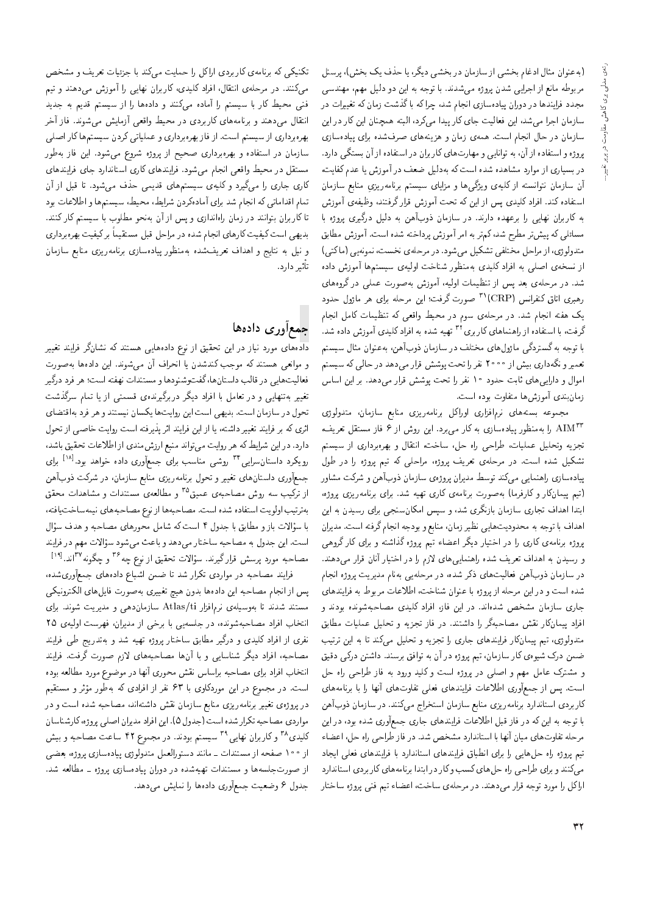(به‌عنوان مثال ادغام بخشی از سازمان در بخشی دیگر، یا حذف یک بخش)، پرسنل مربوطه مانع از اجرایی شدن پروژه می‌شدند. با توجه به این دو دلیل مهم، مهندسی مجدد فرایندها در دوران پیاده‌سازی انجام شد، چرا که با گذشت زمان که تغییرات در سازمان اجرا می‌شد، این فعالیت جای کار پیدا می‌کرد، البته همچنان این کار در این سازمان در حال انجام است. همه‌ی زمان و هزینه‌های صرف‌شده برای پیاده‌سازی پروژه و استفاده از آن، به توانایی و مهارت‌های کاربران در استفاده از آن بستگی دارد. در بسیاری از موارد مشاهده شده است که به‌دلیل ضعف در آموزش یا عدم کفایت آن سازمان نتوانسته از کلیه‌ی ویژگی‌ها و مزایای سیستم برنامه‌ریزی منابع سازمان استفاده کند. افراد کلیدی پس از این که تحت آموزش قرار گرفتند، وظیفه‌ی آموزش به کاربران نهایی را برعهده دارند. در سازمان ذوب‌آهن به دلیل درگیری پروژه به مسائلی که پیش‌تر مطرح شد، کم‌تر به امر آموزش پرداخته شده است. آموزش مطابق متدولوژی، از مراحل مختلفی تشکیل می‌شود. در مرحله‌ی نخست، نمونه‌یی (ماکتی) از نسخه‌ی اصلی به‌منظور شناخت اولیه‌ی سیستم‌ها آموزش داده شد. در مرحله‌ی بعد پس از تنظیمات اولیه، آموزش به‌صورت عملی در گروه‌های رهبری اتاق کنفرانس (CRP)[31] صورت گرفت؛ این مرحله برای هر ماژول حدود یک هفته انجام شد. در مرحله‌ی سوم در محیط واقعی که تنظیمات کامل انجام گرفت، با استفاده از راهنماهای کاربری[32] تهیه شده به افراد کلیدی آموزش داده شد. با توجه به گستردگی ماژول‌های مختلف در سازمان ذوب‌آهن، به‌عنوان مثال سیستم تعمیر و نگه‌داری بیش از ۲۰۰۰ نفر را تحت پوشش قرار می‌دهد در حالی که سیستم اموال و دارایی‌های ثابت حدود ۱۰ نفر را تحت پوشش قرار می‌دهد. بر این اساس زمان‌بندی آموزش‌ها متفاوت بوده است.

مجموعه بسته‌های نرم‌افزاری اوراکل برنامه‌ریزی منابع سازمان، متدولوژی AIM[33] را به‌منظور پیاده‌سازی به کار می‌برد. این روش از ۶ فاز مستقل تعریف، تجزیه وتحلیل عملیات، طراحی راه حل، ساخت، انتقال و بهره‌برداری از سیستم تشکیل شده است. در مرحله‌ی تعریف پروژه، مراحلی که تیم پروژه را در طول پیاده‌سازی راهنمایی می‌کند توسط مدیران پروژه‌ی سازمان ذوب‌آهن و شرکت مشاور (تیم پیمانکار و کارفرما) به‌صورت برنامه‌ی کاری تهیه شد. برای برنامه‌ریزی پروژه، ابتدا اهداف تجاری سازمان بازنگری شد، و سپس امکان‌سنجی برای رسیدن به این اهداف با توجه به محدودیت‌هایی نظیر زمان، منابع و بودجه انجام گرفته است. مدیران پروژه برنامه‌ی کاری را در اختیار دیگر اعضاء تیم پروژه گذاشته و برای کار گروهی و رسیدن به اهداف تعریف شده راهنمایی‌های لازم را در اختیار آنان قرار می‌دهند. در سازمان ذوب‌آهن فعالیت‌های ذکر شده، در مرحله‌یی به‌نام مدیریت پروژه انجام شده است و در این مرحله از پروژه با عنوان شناخت، اطلاعات مربوط به فرایندهای جاری سازمان مشخص شده‌اند. در این فاز، افراد کلیدی مصاحبه‌شونده بودند و افراد پیمانکار نقش مصاحبه‌گر را داشتند. در فاز تجزیه و تحلیل عملیات مطابق متدولوژی، تیم پیمانکار فرایندهای جاری را تجزیه و تحلیل می‌کند تا به این ترتیب ضمن درک شیوه‌ی کار سازمان، تیم پروژه در آن به توافق برسند. داشتن درکی دقیق و مشترک عامل مهم و اصلی در پروژه است و کلید ورود به فاز طراحی راه حل است. پس از جمع‌آوری اطلاعات فرایندهای فعلی تفاوت‌های آنها را با برنامه‌های کاربردی استاندارد برنامه‌ریزی منابع سازمان استخراج می‌کنند. در سازمان ذوب‌آهن با توجه به این که در فاز قبل اطلاعات فرایندهای جاری جمع‌آوری شده بود، در این مرحله تفاوت‌های میان آنها با استاندارد مشخص شد. در فاز طراحی راه حل، اعضاء تیم پروژه راه حل‌هایی را برای انطباق فرایندهای استاندارد با فرایندهای فعلی ایجاد می‌کنند و برای طراحی راه حل‌های کسب و کار در ابتدا برنامه‌های کاربردی استاندارد اراکل را مورد توجه قرار می‌دهند. در مرحله‌ی ساخت، اعضاء تیم فنی پروژه ساختار تکنیکی که برنامه‌ی کاربردی اراکل را حمایت می‌کند با جزئیات تعریف و مشخص می‌کنند. در مرحله‌ی انتقال، افراد کلیدی، کاربران نهایی را آموزش می‌دهند و تیم فنی محیط کار با سیستم را آماده می‌کنند و داده‌ها را از سیستم قدیم به جدید انتقال می‌دهند و برنامه‌های کاربردی در محیط واقعی آزمایش می‌شوند. فاز آخر بهره‌برداری از سیستم است. از فاز بهره‌برداری و عملیاتی کردن سیستم‌ها کار اصلی سازمان در استفاده و بهره‌برداری صحیح از پروژه شروع می‌شود. این فاز به‌طور مستقل در محیط واقعی انجام می‌شود. فرایندهای کاری استاندارد جای فرایندهای کاری جاری را می‌گیرد و کلیه‌ی سیستم‌های قدیمی حذف می‌شود. تا قبل از آن تمام اقداماتی که انجام شد برای آماده‌کردن شرایط، محیط، سیستم‌ها و اطلاعات بود تا کاربران بتوانند در زمان راه‌اندازی و پس از آن به‌نحو مطلوب با سیستم کار کنند. بدیهی است کیفیت کارهای انجام شده در مراحل قبل مستقیماً بر کیفیت بهره‌برداری و نیل به نتایج و اهداف تعریف‌شده به‌منظور پیاده‌سازی برنامه‌ریزی منابع سازمان تأثیر دارد.

## جمع‌آوری داده‌ها

داده‌های مورد نیاز در این تحقیق از نوع داده‌هایی هستند که نشان‌گر فرایند تغییر و موانعی هستند که موجب کندشدن یا انحراف آن می‌شوند. این داده‌ها به‌صورت فعالیت‌هایی در قالب داستان‌ها، گفت‌وشنودها و مستندات نهفته است؛ هر فرد درگیر تغییر به‌تنهایی و در تعامل با افراد دیگر دربرگیرنده‌ی قسمتی از یا تمام سرگذشت تحول در سازمان است. بدیهی است این روایت‌ها یکسان نیستند و هر فرد به‌اقتضای اثری که بر فرایند تغییر داشته، یا از این فرایند اثر پذیرفته است روایت خاصی از تحول دارد. در این شرایط که هر روایت می‌تواند منبع ارزش‌مندی از اطلاعات تحقیق باشد، رویکرد داستان‌سرایی[34] روشی مناسب برای جمع‌آوری داده خواهد بود.[18] برای جمع‌آوری داستان‌های تغییر و تحول برنامه‌ریزی منابع سازمان، در شرکت ذوب‌آهن از ترکیب سه روش مصاحبه‌ی عمیق[35] و مطالعه‌ی مستندات و مشاهدات محقق به‌ترتیب اولویت استفاده شده است. مصاحبه‌ها از نوع مصاحبه‌های نیمه‌ساخت‌یافته، با سؤالات باز و مطابق با جدول ۴ است که شامل محورهای مصاحبه و هدف سؤال است. این جدول به مصاحبه ساختار می‌دهد و باعث می‌شود سؤالات مهم در فرایند مصاحبه مورد پرسش قرار گیرند. سؤالات تحقیق از نوع چه[36] و چگونه[37]اند.[19]

فرایند مصاحبه در مواردی تکرار شد تا ضمن اشباع داده‌های جمع‌آوری‌شده، پس از انجام مصاحبه این داده‌ها بدون هیچ تغییری به‌صورت فایل‌های الکترونیکی مستند شدند تا به‌وسیله‌ی نرم‌افزار Atlas/ti سازمان‌دهی و مدیریت شوند. برای انتخاب افراد مصاحبه‌شونده، در جلسه‌یی با برخی از مدیران، فهرست اولیه‌ی ۲۵ نفری از افراد کلیدی و درگیر مطابق ساختار پروژه تهیه شد و به‌تدریج طی فرایند مصاحبه، افراد دیگر شناسایی و با آن‌ها مصاحبه‌های لازم صورت گرفت. فرایند انتخاب افراد برای مصاحبه براساس نقش محوری آنها در موضوع مورد مطالعه بوده است. در مجموع در این موردکاوی با ۶۳ نفر از افرادی که به‌طور مؤثر و مستقیم در پروژه‌ی تغییر برنامه‌ریزی منابع سازمان نقش داشته‌اند، مصاحبه شده است و در مواردی مصاحبه تکرار شده است (جدول ۵). این افراد مدیران اصلی پروژه، کارشناسان کلیدی[38] و کاربران نهایی[39] سیستم بودند. در مجموع ۴۲ ساعت مصاحبه و بیش از ۱۰۰ صفحه از مستندات ــ مانند دستورالعمل متدولوژی پیاده‌سازی پروژه، بعضی از صورت‌جلسه‌ها و مستندات تهیه‌شده در دوران پیاده‌سازی پروژه ــ مطالعه شد. جدول ۶ وضعیت جمع‌آوری داده‌ها را نمایش می‌دهد.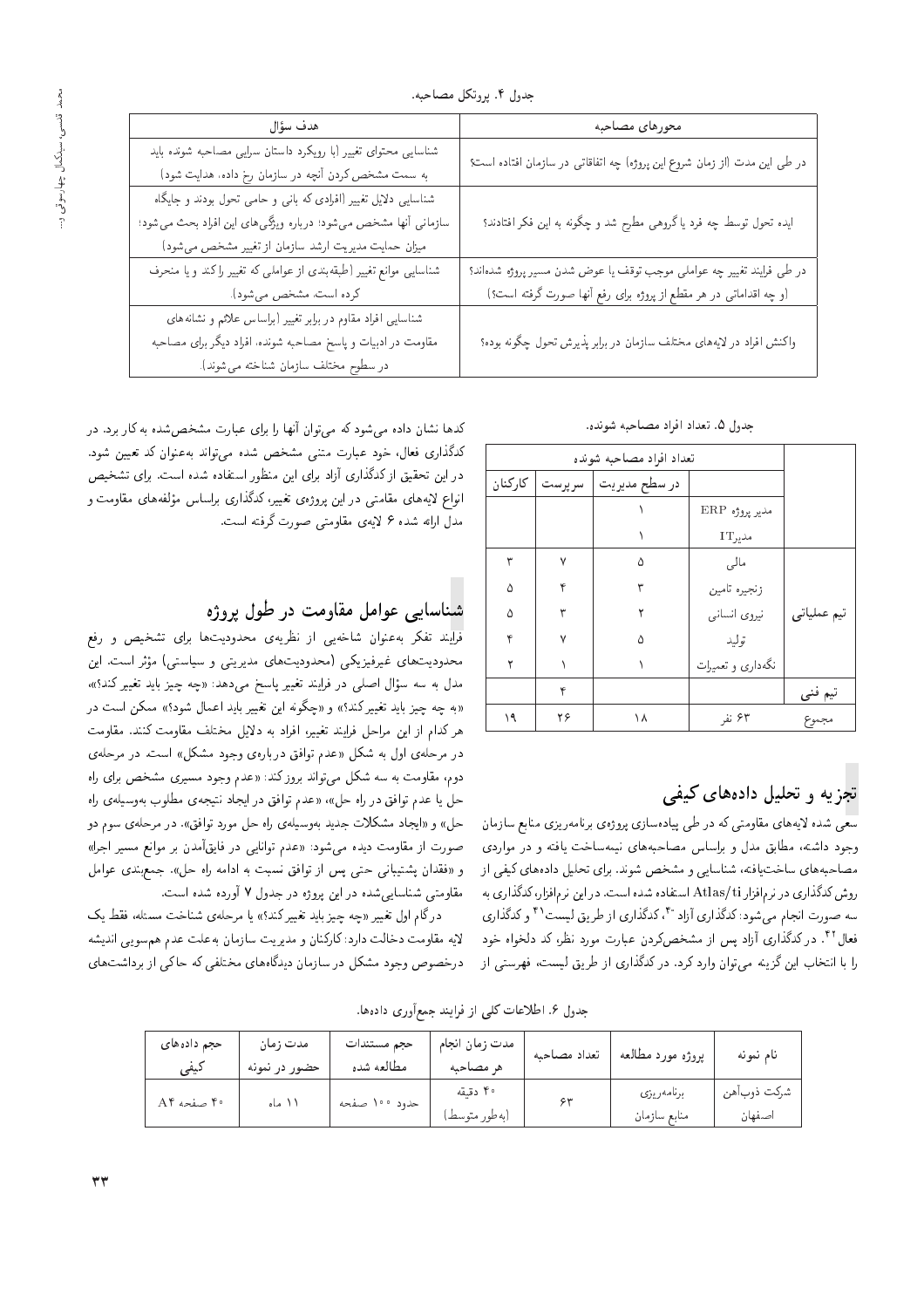جدول ۴. پروتکل مصاحبه.

| محورهای مصاحبه | هدف سؤال |
|---|---|
| در طی این مدت (از زمان شروع این پروژه) چه اتفاقاتی در سازمان افتاده است؟ | شناسایی محتوای تغییر (با رویکرد داستان سرایی مصاحبه شونده باید به سمت مشخص کردن آنچه در سازمان رخ داده، هدایت شود) |
| ایده تحول توسط چه فرد یا گروهی مطرح شد و چگونه به این فکر افتادند؟ | شناسایی دلایل تغییر (افرادی که بانی و حامی تحول بودند و جایگاه سازمانی آنها مشخص می‌شود؛ درباره ویژگی‌های این افراد بحث می‌شود؛ میزان حمایت مدیریت ارشد سازمان از تغییر مشخص می‌شود) |
| در طی فرایند تغییر چه عواملی موجب توقف یا عوض شدن مسیر پروژه شده‌اند؟ (و چه اقداماتی در هر مقطع از پروژه برای رفع آنها صورت گرفته است؟) | شناسایی موانع تغییر (طبقه‌بندی از عواملی که تغییر را کند و یا منحرف کرده است، مشخص می‌شود). |
| واکنش افراد در لایه‌های مختلف سازمان در برابر پذیرش تحول چگونه بوده؟ | شناسایی افراد مقاوم در برابر تغییر (براساس علائم و نشانه‌های مقاومت در ادبیات و پاسخ مصاحبه شونده، افراد دیگر برای مصاحبه در سطوح مختلف سازمان شناخته می‌شوند). |

جدول ۵. تعداد افراد مصاحبه شونده.

| | | تعداد افراد مصاحبه شونده | | |
|---|---|---|---|---|
| | | در سطح مدیریت | سرپرست | کارکنان |
| | مدیر پروژه ERP | ۱ | | |
| | مدیر IT | ۱ | | |
| تیم عملیاتی | مالی | ۵ | ۷ | ۳ |
| | زنجیره تامین | ۳ | ۴ | ۵ |
| | نیروی انسانی | ۲ | ۳ | ۵ |
| | تولید | ۵ | ۷ | ۴ |
| | نگه‌داری و تعمیرات | ۱ | ۱ | ۲ |
| تیم فنی | | | ۴ | |
| مجموع | ۶۳ نفر | ۱۸ | ۲۶ | ۱۹ |

## تجزیه و تحلیل داده‌های کیفی

سعی شده لایه‌های مقاومتی که در طی پیاده‌سازی پروژه‌ی برنامه‌ریزی منابع سازمان وجود داشته، مطابق مدل و براساس مصاحبه‌های نیمه‌ساخت یافته و در مواردی مصاحبه‌های ساخت‌یافته، شناسایی و مشخص شوند. برای تحلیل داده‌های کیفی از روش کدگذاری در نرم‌افزار Atlas/ti استفاده شده است. در این نرم‌افزار، کدگذاری به سه صورت انجام می‌شود: کدگذاری آزاد [۴۰]، کدگذاری از طریق لیست[۴۱] و کدگذاری فعال[۴۲]. در کدگذاری آزاد پس از مشخص‌کردن عبارت مورد نظر، کد دلخواه خود را با انتخاب این گزینه می‌توان وارد کرد. در کدگذاری از طریق لیست، فهرستی از کدها نشان داده می‌شود که می‌توان آنها را برای عبارت مشخص‌شده به کار برد. در کدگذاری فعال، خود عبارت متنی مشخص شده می‌تواند به‌عنوان کد تعیین شود. در این تحقیق از کدگذاری آزاد برای این منظور استفاده شده است. برای تشخیص انواع لایه‌های مقاومتی در این پروژه‌ی تغییر، کدگذاری براساس مؤلفه‌های مقاومت و مدل ارائه شده ۶ لایه‌ی مقاومتی صورت گرفته است.

## شناسایی عوامل مقاومت در طول پروژه

فرایند تفکر به‌عنوان شاخه‌یی از نظریه‌ی محدودیت‌ها برای تشخیص و رفع محدودیت‌های غیرفیزیکی (محدودیت‌های مدیریتی و سیاستی) مؤثر است. این مدل به سه سؤال اصلی در فرایند تغییر پاسخ می‌دهد: «چه چیز باید تغییر کند؟»، «به چه چیز باید تغییر کند؟» و «چگونه این تغییر باید اعمال شود؟» ممکن است در هر کدام از این مراحل فرایند تغییر، افراد به دلایل مختلف مقاومت کنند. مقاومت در مرحله‌ی اول به شکل «عدم توافق درباره‌ی وجود مشکل» است. در مرحله‌ی دوم، مقاومت به سه شکل می‌تواند بروز کند: «عدم وجود مسیری مشخص برای راه حل یا عدم توافق در راه حل»، «عدم توافق در ایجاد نتیجه‌ی مطلوب به‌وسیله‌ی راه حل» و «ایجاد مشکلات جدید به‌وسیله‌ی راه حل مورد توافق». در مرحله‌ی سوم دو صورت از مقاومت دیده می‌شود: «عدم توانایی در فایق‌آمدن بر موانع مسیر اجرا» و «فقدان پشتیبانی حتی پس از توافق نسبت به ادامه راه حل». جمع‌بندی عوامل مقاومتی شناسایی‌شده در این پروژه در جدول ۷ آورده شده است.

درگام اول تغییر «چه چیز باید تغییر کند؟» یا مرحله‌ی شناخت مسئله، فقط یک لایه مقاومت دخالت دارد: کارکنان و مدیریت سازمان به‌علت عدم هم‌سویی اندیشه درخصوص وجود مشکل در سازمان دیدگاه‌های مختلفی که حاکی از برداشت‌های

جدول ۶. اطلاعات کلی از فرایند جمع‌آوری داده‌ها.

| نام نمونه | پروژه مورد مطالعه | تعداد مصاحبه | مدت زمان انجام هر مصاحبه | حجم مستندات مطالعه شده | مدت زمان حضور در نمونه | حجم داده‌های کیفی |
|---|---|---|---|---|---|---|
| شرکت ذوب‌آهن اصفهان | برنامه‌ریزی منابع سازمان | ۶۳ | ۴۰ دقیقه (به‌طور متوسط) | حدود ۱۰۰ صفحه | ۱۱ ماه | ۴۰ صفحه A۴ |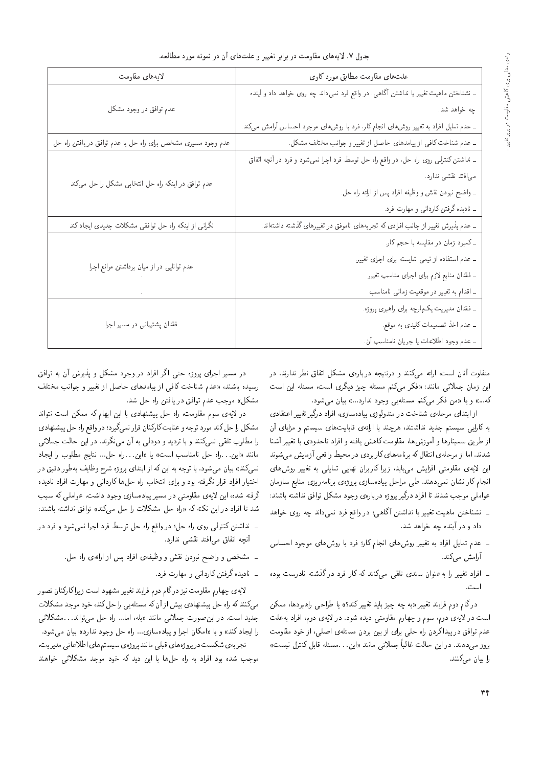جدول ۷. لایه‌های مقاومت در برابر تغییر و علت‌های آن در نمونه مورد مطالعه.

| لایه‌های مقاومت | علت‌های مقاومت مطابق مورد کاوی |
|---|---|
| عدم توافق در وجود مشکل | ـ نشناختن ماهیت تغییر یا نداشتن آگاهی، در واقع فرد نمی‌داند چه روی خواهد داد و آینده چه خواهد شد. ـ عدم تمایل افراد به تغییر روش‌های انجام کار، فرد با روش‌های موجود احساس آرامش می‌کند. |
| عدم وجود مسیری مشخص برای راه حل یا عدم توافق در یافتن راه حل | ـ عدم شناخت کافی از پیامدهای حاصل از تغییر و جوانب مختلف مشکل. |
| عدم توافق در اینکه راه حل انتخابی مشکل را حل می‌کند | ـ نداشتن کنترلی روی راه حل، در واقع راه حل توسط فرد اجرا نمی‌شود و فرد در آنچه اتفاق می‌افتد نقشی ندارد. ـ واضح نبودن نقش و وظیفه افراد پس از ارائه راه حل. ـ نادیده گرفتن کاردانی و مهارت فرد. |
| نگرانی از اینکه راه حل توافقی مشکلات جدیدی ایجاد کند | ـ عدم پذیرش تغییر از جانب افرادی که تجربه‌های ناموفق در تغییرهای گذشته داشته‌اند. |
| عدم توانایی در از میان برداشتن موانع اجرا | ـ کمبود زمان در مقایسه با حجم کار. ـ عدم استفاده از تیمی شایسته برای اجرای تغییر. ـ فقدان منابع لازم برای اجرای مناسب تغییر. ـ اقدام به تغییر در موقعیت زمانی نامناسب. |
| فقدان پشتیبانی در مسیر اجرا | ـ فقدان مدیریت یکپارچه برای راهبری پروژه. ـ عدم اخذ تصمیمات کلیدی به موقع. ـ عدم وجود اطلاعات یا جریان نامناسب آن. |

متفاوت آنان است ارائه می‌کنند و درنتیجه درباره‌ی مشکل اتفاق نظر ندارند. در این زمان جملاتی مانند: «فکر می‌کنم مسئله چیز دیگری است، مسئله این است که...» و یا «من فکر می‌کنم مسئله‌یی وجود ندارد...» بیان می‌شود.

از ابتدای مرحله‌ی شناخت در متدولوژی پیاده‌سازی، افراد درگیر تغییر اعتقادی به کارایی سیستم جدید نداشتند، هرچند با ارائه‌ی قابلیت‌های سیستم و مزایای آن از طریق سمینارها و آموزش‌ها، مقاومت کاهش یافته و افراد تاحدودی با تغییر آشنا شدند. اما از مرحله‌ی انتقال که برنامه‌های کاربردی در محیط واقعی آزمایش می‌شوند این لایه‌ی مقاومتی افزایش می‌یابد، زیرا کاربران نهایی تمایلی به تغییر روش‌های انجام کار نشان نمی‌دهند. طی مراحل پیاده‌سازی پروژه‌ی برنامه‌ریزی منابع سازمان عواملی موجب شدند تا افراد درگیر پروژه درباره‌ی وجود مشکل توافق نداشته باشند:

- نشناختن ماهیت تغییر یا نداشتن آگاهی؛ در واقع فرد نمی‌داند چه روی خواهد داد و در آینده چه خواهد شد.
- عدم تمایل افراد به تغییر روش‌های انجام کار؛ فرد با روش‌های موجود احساس آرامش می‌کند.
- افراد تغییر را به‌عنوان سندی تلقی می‌کنند که کار فرد در گذشته نادرست بوده است.

در گام دوم فرایند تغییر «به چه چیز باید تغییر کند؟» یا طراحی راهبردها، ممکن است در لایه‌ی دوم، سوم و چهارم مقاومتی دیده شود. در لایه‌ی دوم، افراد به‌علت عدم توافق در پیداکردن راه حلی برای از بین بردن مسئله‌ی اصلی، از خود مقاومت بروز می‌دهند. در این حالت غالباً جملاتی مانند «این... مسئله قابل کنترل نیست» را بیان می‌کنند.

در مسیر اجرای پروژه حتی اگر افراد در وجود مشکل و پذیرش آن به توافق رسیده باشند، «عدم شناخت کافی از پیامدهای حاصل از تغییر و جوانب مختلف مشکل» موجب عدم توافق در یافتن راه حل شد.

در لایه‌ی سوم مقاومت راه حل پیشنهادی با این ابهام که ممکن است نتواند مشکل را حل کند مورد توجه و عنایت کارکنان قرار نمی‌گیرد؛ در واقع راه حل پیشنهادی را مطلوب تلقی نمی‌کنند و با تردید و دودلی به آن می‌نگرند. در این حالت جملاتی مانند «این... راه حل نامناسب است» یا «این... راه حل... نتایج مطلوب را ایجاد نمی‌کند» بیان می‌شود. با توجه به این که از ابتدای پروژه شرح وظایف به‌طور دقیق در اختیار افراد قرار نگرفته بود و برای انتخاب راه حل‌ها کاردانی و مهارت افراد نادیده گرفته شده، این لایه‌ی مقاومتی در مسیر پیاده‌سازی وجود داشت. عواملی که سبب شد تا افراد در این نکته که «راه حل مشکلات را حل می‌کند» توافق نداشته باشند:

- نداشتن کنترلی روی راه حل؛ در واقع راه حل توسط فرد اجرا نمی‌شود و فرد در آنچه اتفاق می‌افتد نقشی ندارد.
- مشخص و واضح نبودن نقش و وظیفه‌ی افراد پس از ارائه‌ی راه حل.
- نادیده گرفتن کاردانی و مهارت فرد.

لایه‌ی چهارم مقاومت نیز در گام دوم فرایند تغییر مشهود است زیرا کارکنان تصور می‌کنند که راه حل پیشنهادی بیش از آن که مسئله‌یی را حل کند، خود موجد مشکلات جدید است. در این‌صورت جملاتی مانند «بله، اما... راه حل می‌تواند... مشکلاتی را ایجاد کند» و یا «امکان اجرا و پیاده‌سازی... راه حل وجود ندارد» بیان می‌شود.

تجربه‌ی شکست در پروژه‌های قبلی مانند پروژه‌ی سیستم‌های اطلاعاتی مدیریت، موجب شده بود افراد به راه حل‌ها با این دید که خود موجد مشکلاتی خواهند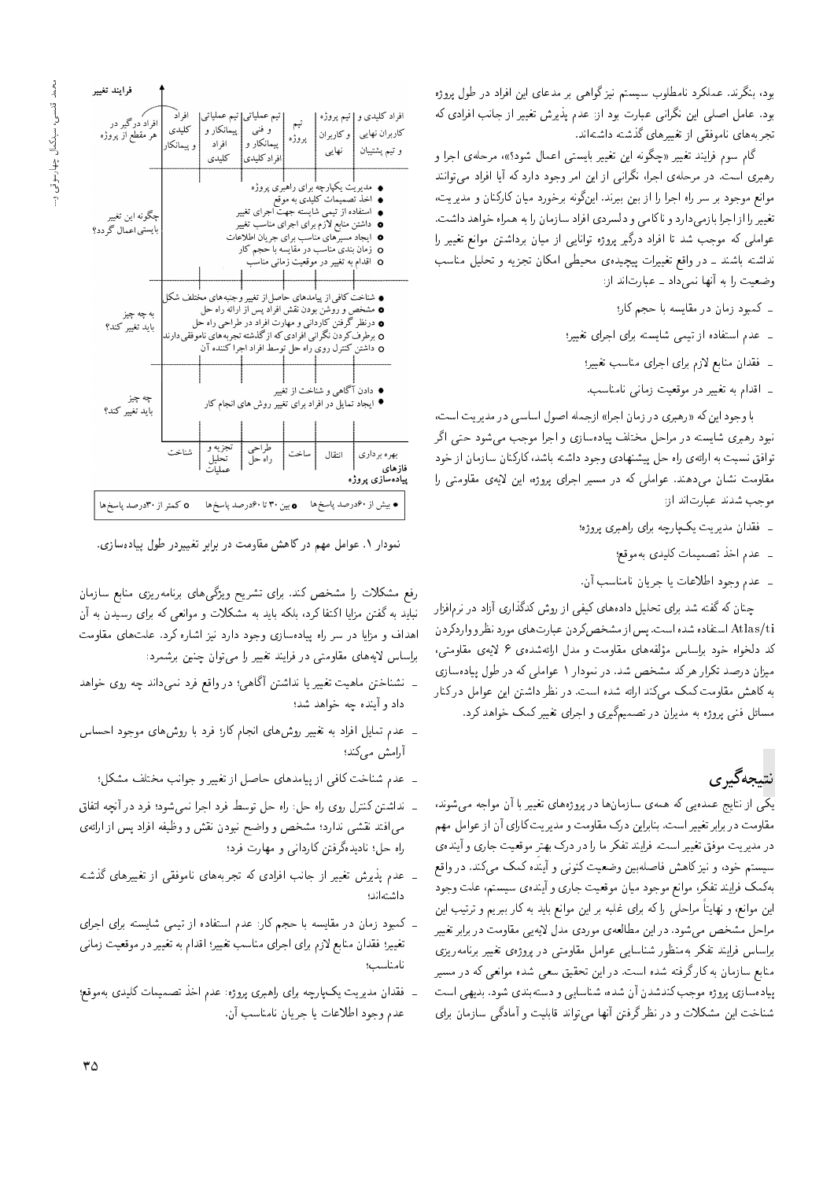بود، بنگرند. عملکرد نامطلوب سیستم نیز گواهی بر مدعای این افراد در طول پروژه بود. عامل اصلی این نگرانی عبارت بود از: عدم پذیرش تغییر از جانب افرادی که تجربه‌های ناموفقی از تغییرهای گذشته داشته‌اند.

گام سوم فرایند تغییر «چگونه این تغییر بایستی اعمال شود؟»، مرحله‌ی اجرا و رهبری است. در مرحله‌ی اجرا، نگرانی از این امر وجود دارد که آیا افراد می‌توانند موانع موجود بر سر راه اجرا را از بین ببرند. این‌گونه برخورد میان کارکنان و مدیریت، تغییر را از اجرا بازمی‌دارد و ناکامی و دلسردی افراد سازمان را به همراه خواهد داشت. عواملی که موجب شد تا افراد درگیر پروژه توانایی از میان برداشتن موانع تغییر را نداشته باشند ـ در واقع تغییرات پیچیده‌ی محیطی امکان تجزیه و تحلیل مناسب وضعیت را به آنها نمی‌داد ـ عبارت‌اند از:

- کمبود زمان در مقایسه با حجم کار؛
- عدم استفاده از تیمی شایسته برای اجرای تغییر؛
- فقدان منابع لازم برای اجرای مناسب تغییر؛
- اقدام به تغییر در موقعیت زمانی نامناسب.

با وجود این که «رهبری در زمان اجرا» ازجمله اصول اساسی در مدیریت است، نبود رهبری شایسته در مراحل مختلف پیاده‌سازی و اجرا موجب می‌شود حتی اگر توافق نسبت به ارائه‌ی راه حل پیشنهادی وجود داشته باشد، کارکنان سازمان از خود مقاومت نشان می‌دهند. عواملی که در مسیر اجرای پروژه، این لایه‌ی مقاومتی را موجب شدند عبارت‌اند از:

- فقدان مدیریت یک‌پارچه برای راهبری پروژه؛
- عدم اخذ تصمیمات کلیدی به‌موقع؛
- عدم وجود اطلاعات یا جریان نامناسب آن.

چنان که گفته شد برای تحلیل داده‌های کیفی از روش کدگذاری آزاد در نرم‌افزار Atlas/ti استفاده شده است. پس از مشخص‌کردن عبارت‌های مورد نظر و واردکردن کد دلخواه خود براساس مؤلفه‌های مقاومت و مدل ارائه‌شده‌ی ۶ لایه‌ی مقاومتی، میزان درصد تکرار هر کد مشخص شد. در نمودار ۱ عواملی که در طول پیاده‌سازی به کاهش مقاومت کمک می‌کند ارائه شده است. در نظر داشتن این عوامل در کنار مسائل فنی پروژه به مدیران در تصمیم‌گیری و اجرای تغییر کمک خواهد کرد.

## نتیجه‌گیری

یکی از نتایج عمده‌یی که همه‌ی سازمان‌ها در پروژه‌های تغییر با آن مواجه می‌شوند، مقاومت در برابر تغییر است. بنابراین درک مقاومت و مدیریت کارای آن از عوامل مهم در مدیریت موفق تغییر است. فرایند تفکر ما را در درک بهتر موقعیت جاری و آینده‌ی سیستم خود، و نیز کاهش فاصله‌بین وضعیت کنونی و آینده کمک می‌کند. در واقع به‌کمک فرایند تفکر، موانع موجود میان موقعیت جاری و آینده‌ی سیستم، علت وجود این موانع، و نهایتاً مراحلی را که برای غلبه بر این موانع باید به کار ببریم و ترتیب این مراحل مشخص می‌شود. در این مطالعه‌ی موردی مدل لایه‌یی مقاومت در برابر تغییر براساس فرایند تفکر به‌منظور شناسایی عوامل مقاومتی در پروژه‌ی تغییر برنامه‌ریزی منابع سازمان به‌کارگرفته شده است. در این تحقیق سعی شده موانعی که در مسیر پیاده‌سازی پروژه موجب کندشدن آن شده، شناسایی و دسته‌بندی شود. بدیهی است شناخت این مشکلات و در نظر گرفتن آنها می‌تواند قابلیت و آمادگی سازمان برای

**فرایند تغییر**

| افراد درگیر در هر مقطع از پروژه | افراد کلیدی و پیمانکار | تیم عملیاتی پیمانکار و افراد کلیدی | تیم عملیاتی و فنی پیمانکار و افراد کلیدی | تیم پروژه | تیم پروژه و کاربران نهایی | افراد کلیدی و کاربران نهایی و تیم پشتیبان |
|---|---|---|---|---|---|---|

**چگونه این تغییر بایستی اعمال گردد؟**
- ● مدیریت یکپارچه برای راهبری پروژه
- ● اخذ تصمیمات کلیدی به موقع
- ● استفاده از تیمی شایسته جهت اجرای تغییر
- ◐ داشتن منابع لازم برای اجرای مناسب تغییر
- ◐ ایجاد مسیرهای مناسب برای جریان اطلاعات
- ○ زمان بندی مناسب در مقایسه با حجم کار
- ○ اقدام به تغییر در موقعیت زمانی مناسب

**به چه چیز باید تغییر کند؟**
- ● شناخت کافی از پیامدهای حاصل از تغییر وجنبه‌های مختلف شکل
- ● مشخص و روشن بودن نقش افراد پس از ارائه راه حل
- ◐ درنظر گرفتن کاردانی و مهارت افراد در طراحی راه حل
- ○ برطرف کردن نگرانی افرادی که از گذشته تجربه‌های ناموفقی دارند
- ○ داشتن کنترل روی راه حل توسط افراد اجرا کننده آن

**چه چیز باید تغییر کند؟**
- ● دادن آگاهی و شناخت از تغییر
- ● ایجاد تمایل در افراد برای تغییر روش های انجام کار

**فازهای پیاده‌سازی پروژه:** شناخت | تجزیه و تحلیل عملیات | طراحی راه حل | ساخت | انتقال | بهره برداری

● بیش از ۶۰درصد پاسخ‌ها ◐ بین ۳۰ تا ۶۰درصد پاسخ‌ها ○ کمتر از ۳۰درصد پاسخ‌ها

نمودار ۱. عوامل مهم در کاهش مقاومت در برابر تغییردر طول پیاده‌سازی.

رفع مشکلات را مشخص کند. برای تشریح ویژگی‌های برنامه‌ریزی منابع سازمان نباید به گفتن مزایا اکتفا کرد، بلکه باید به مشکلات و موانعی که برای رسیدن به آن اهداف و مزایا در سر راه پیاده‌سازی وجود دارد نیز اشاره کرد. علت‌های مقاومت براساس لایه‌های مقاومتی در فرایند تغییر را می‌توان چنین برشمرد:

- نشناختن ماهیت تغییر یا نداشتن آگاهی؛ در واقع فرد نمی‌داند چه روی خواهد داد و آینده چه خواهد شد؛
- عدم تمایل افراد به تغییر روش‌های انجام کار؛ فرد با روش‌های موجود احساس آرامش می‌کند؛
- عدم شناخت کافی از پیامدهای حاصل از تغییر و جوانب مختلف مشکل؛
- نداشتن کنترل روی راه حل: راه حل توسط فرد اجرا نمی‌شود؛ فرد در آنچه اتفاق می‌افتد نقشی ندارد؛ مشخص و واضح نبودن نقش و وظیفه افراد پس از ارائه‌ی راه حل؛ نادیده‌گرفتن کاردانی و مهارت فرد؛
- عدم پذیرش تغییر از جانب افرادی که تجربه‌های ناموفقی از تغییرهای گذشته داشته‌اند؛
- کمبود زمان در مقایسه با حجم کار: عدم استفاده از تیمی شایسته برای اجرای تغییر؛ فقدان منابع لازم برای اجرای مناسب تغییر؛ اقدام به تغییر در موقعیت زمانی نامناسب؛
- فقدان مدیریت یک‌پارچه برای راهبری پروژه: عدم اخذ تصمیمات کلیدی به‌موقع؛ عدم وجود اطلاعات یا جریان نامناسب آن.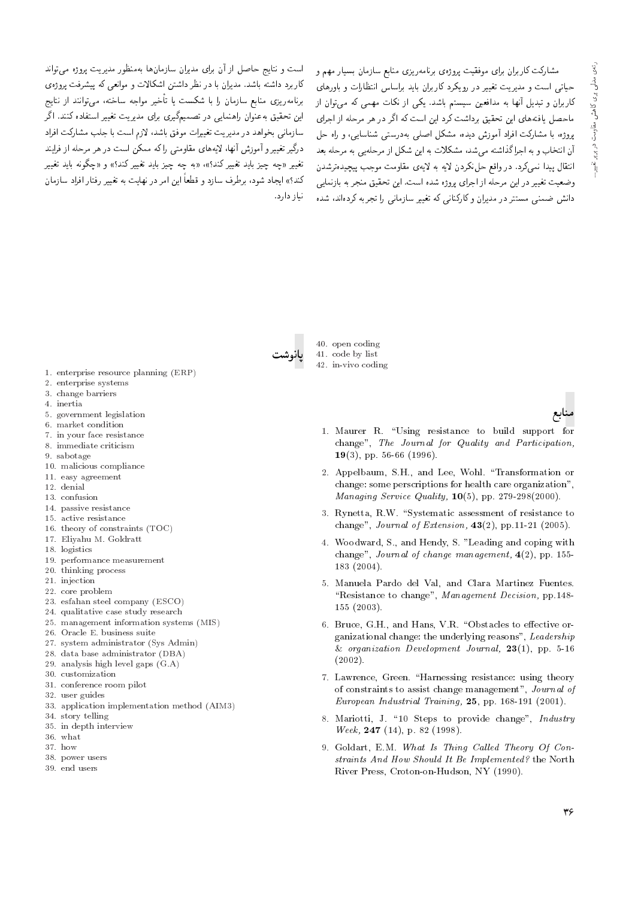مشارکت کاربران برای موفقیت پروژه‌ی برنامه‌ریزی منابع سازمان بسیار مهم و حیاتی است و مدیریت تغییر در رویکرد کاربران باید براساس انتظارات و باورهای کاربران و تبدیل آنها به مدافعین سیستم باشد. یکی از نکات مهمی که می‌توان از ماحصل یافته‌های این تحقیق برداشت کرد این است که اگر در هر مرحله از اجرای پروژه، با مشارکت افراد آموزش دیده، مشکل اصلی به‌درستی شناسایی، و راه حل آن انتخاب و به اجراگذاشته می‌شد، مشکلات به این شکل از مرحله‌یی به مرحله بعد انتقال پیدا نمی‌کرد. در واقع حل‌نکردن لایه به لایه‌ی مقاومت موجب پیچیده‌ترشدن وضعیت تغییر در این مرحله از اجرای پروژه شده است. این تحقیق منجر به بازنمایی دانش ضمنی مستتر در مدیران و کارکنانی که تغییر سازمانی را تجربه کرده‌اند، شده است و نتایج حاصل از آن برای مدیران سازمان‌ها به‌منظور مدیریت پروژه می‌تواند کاربرد داشته باشد. مدیران با در نظر داشتن اشکالات و موانعی که پیشرفت پروژه‌ی برنامه‌ریزی منابع سازمان را با شکست یا تأخیر مواجه ساخته، می‌توانند از نتایج این تحقیق به‌عنوان راهنمایی در تصمیم‌گیری برای مدیریت تغییر استفاده کنند. اگر سازمانی بخواهد در مدیریت تغییرات موفق باشد، لازم است با جلب مشارکت افراد درگیر تغییر و آموزش آنها، لایه‌های مقاومتی را که ممکن است در هر مرحله از فرایند تغییر «چه چیز باید تغییر کند؟»، «به چه چیز باید تغییر کند؟» و «چگونه باید تغییر کند؟» ایجاد شود، برطرف سازد و قطعاً این امر در نهایت به تغییر رفتار افراد سازمان نیاز دارد.

## پانوشت

1. enterprise resource planning (ERP)
2. enterprise systems
3. change barriers
4. inertia
5. government legislation
6. market condition
7. in your face resistance
8. immediate criticism
9. sabotage
10. malicious compliance
11. easy agreement
12. denial
13. confusion
14. passive resistance
15. active resistance
16. theory of constraints (TOC)
17. Eliyahu M. Goldratt
18. logistics
19. performance measurement
20. thinking process
21. injection
22. core problem
23. esfahan steel company (ESCO)
24. qualitative case study research
25. management information systems (MIS)
26. Oracle E. business suite
27. system administrator (Sys Admin)
28. data base administrator (DBA)
29. analysis high level gaps (G.A)
30. customization
31. conference room pilot
32. user guides
33. application implementation method (AIM3)
34. story telling
35. in depth interview
36. what
37. how
38. power users
39. end users
40. open coding
41. code by list
42. in-vivo coding

## منابع

1. Maurer R. "Using resistance to build support for change", *The Journal for Quality and Participation,* **19**(3), pp. 56-66 (1996).
2. Appelbaum, S.H., and Lee, Wohl. "Transformation or change: some perscriptions for health care organization", *Managing Service Quality,* **10**(5), pp. 279-298(2000).
3. Rynetta, R.W. "Systematic assessment of resistance to change", *Journal of Extension,* **43**(2), pp.11-21 (2005).
4. Woodward, S., and Hendy, S. "Leading and coping with change", *Journal of change management,* **4**(2), pp. 155-183 (2004).
5. Manuela Pardo del Val, and Clara Martinez Fuentes. "Resistance to change", *Management Decision,* pp.148-155 (2003).
6. Bruce, G.H., and Hans, V.R. "Obstacles to effective organizational change: the underlying reasons", *Leadership & organization Development Journal,* **23**(1), pp. 5-16 (2002).
7. Lawrence, Green. "Harnessing resistance: using theory of constraints to assist change management", *Journal of European Industrial Training,* **25**, pp. 168-191 (2001).
8. Mariotti, J. "10 Steps to provide change", *Industry Week,* **247** (14), p. 82 (1998).
9. Goldart, E.M. *What Is Thing Called Theory Of Constraints And How Should It Be Implemented?* the North River Press, Croton-on-Hudson, NY (1990).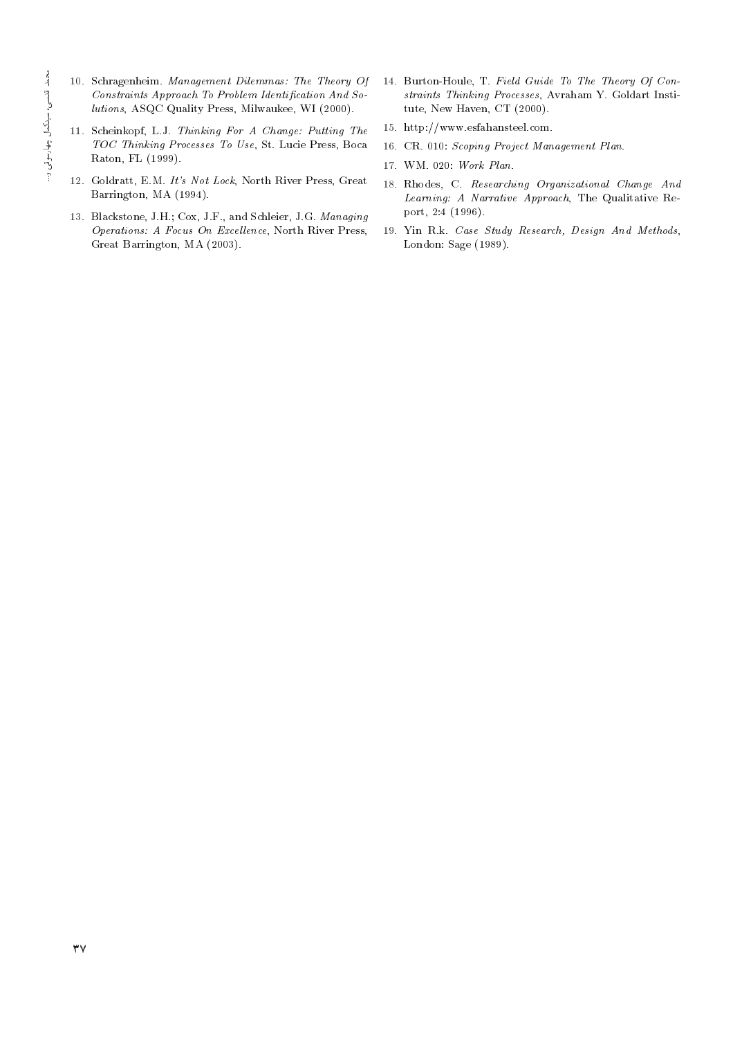10. Schragenheim. *Management Dilemmas: The Theory Of Constraints Approach To Problem Identification And Solutions*, ASQC Quality Press, Milwaukee, WI (2000).

11. Scheinkopf, L.J. *Thinking For A Change: Putting The TOC Thinking Processes To Use*, St. Lucie Press, Boca Raton, FL (1999).

12. Goldratt, E.M. *It's Not Lock*, North River Press, Great Barrington, MA (1994).

13. Blackstone, J.H.; Cox, J.F., and Schleier, J.G. *Managing Operations: A Focus On Excellence*, North River Press, Great Barrington, MA (2003).

14. Burton-Houle, T. *Field Guide To The Theory Of Constraints Thinking Processes*, Avraham Y. Goldart Institute, New Haven, CT (2000).

15. http://www.esfahansteel.com.

16. CR. 010: *Scoping Project Management Plan*.

17. WM. 020: *Work Plan*.

18. Rhodes, C. *Researching Organizational Change And Learning: A Narrative Approach*, The Qualitative Report, 2:4 (1996).

19. Yin R.k. *Case Study Research, Design And Methods*, London: Sage (1989).